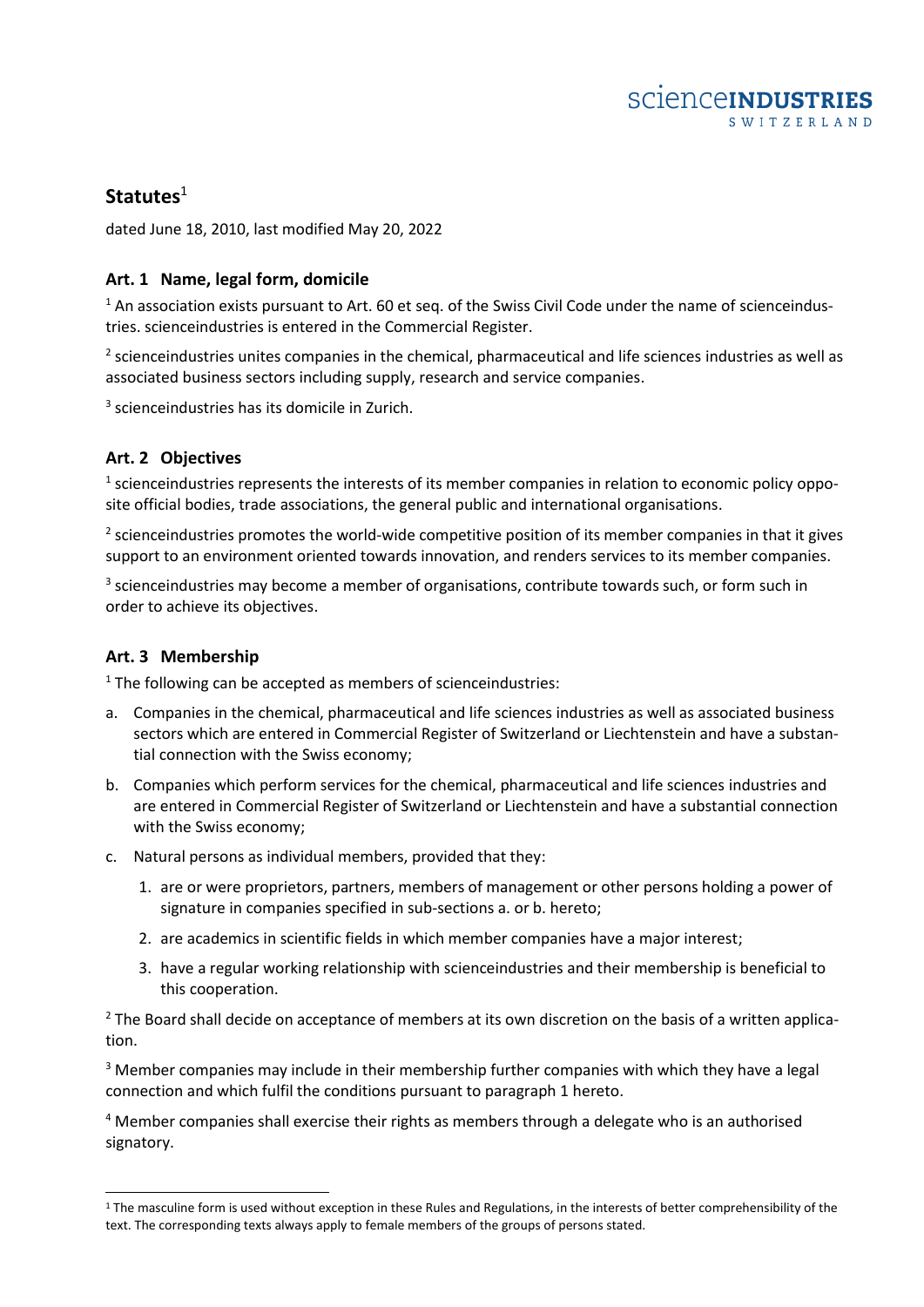scienceINDUSTRIES
SWITZERLAND

# Statutes[1]

dated June 18, 2010, last modified May 20, 2022

## Art. 1 Name, legal form, domicile

[1] An association exists pursuant to Art. 60 et seq. of the Swiss Civil Code under the name of scienceindustries. scienceindustries is entered in the Commercial Register.

[2] scienceindustries unites companies in the chemical, pharmaceutical and life sciences industries as well as associated business sectors including supply, research and service companies.

[3] scienceindustries has its domicile in Zurich.

## Art. 2 Objectives

[1] scienceindustries represents the interests of its member companies in relation to economic policy opposite official bodies, trade associations, the general public and international organisations.

[2] scienceindustries promotes the world-wide competitive position of its member companies in that it gives support to an environment oriented towards innovation, and renders services to its member companies.

[3] scienceindustries may become a member of organisations, contribute towards such, or form such in order to achieve its objectives.

## Art. 3 Membership

[1] The following can be accepted as members of scienceindustries:

a. Companies in the chemical, pharmaceutical and life sciences industries as well as associated business sectors which are entered in Commercial Register of Switzerland or Liechtenstein and have a substantial connection with the Swiss economy;

b. Companies which perform services for the chemical, pharmaceutical and life sciences industries and are entered in Commercial Register of Switzerland or Liechtenstein and have a substantial connection with the Swiss economy;

c. Natural persons as individual members, provided that they:

   1. are or were proprietors, partners, members of management or other persons holding a power of signature in companies specified in sub-sections a. or b. hereto;
   2. are academics in scientific fields in which member companies have a major interest;
   3. have a regular working relationship with scienceindustries and their membership is beneficial to this cooperation.

[2] The Board shall decide on acceptance of members at its own discretion on the basis of a written application.

[3] Member companies may include in their membership further companies with which they have a legal connection and which fulfil the conditions pursuant to paragraph 1 hereto.

[4] Member companies shall exercise their rights as members through a delegate who is an authorised signatory.

---

[1] The masculine form is used without exception in these Rules and Regulations, in the interests of better comprehensibility of the text. The corresponding texts always apply to female members of the groups of persons stated.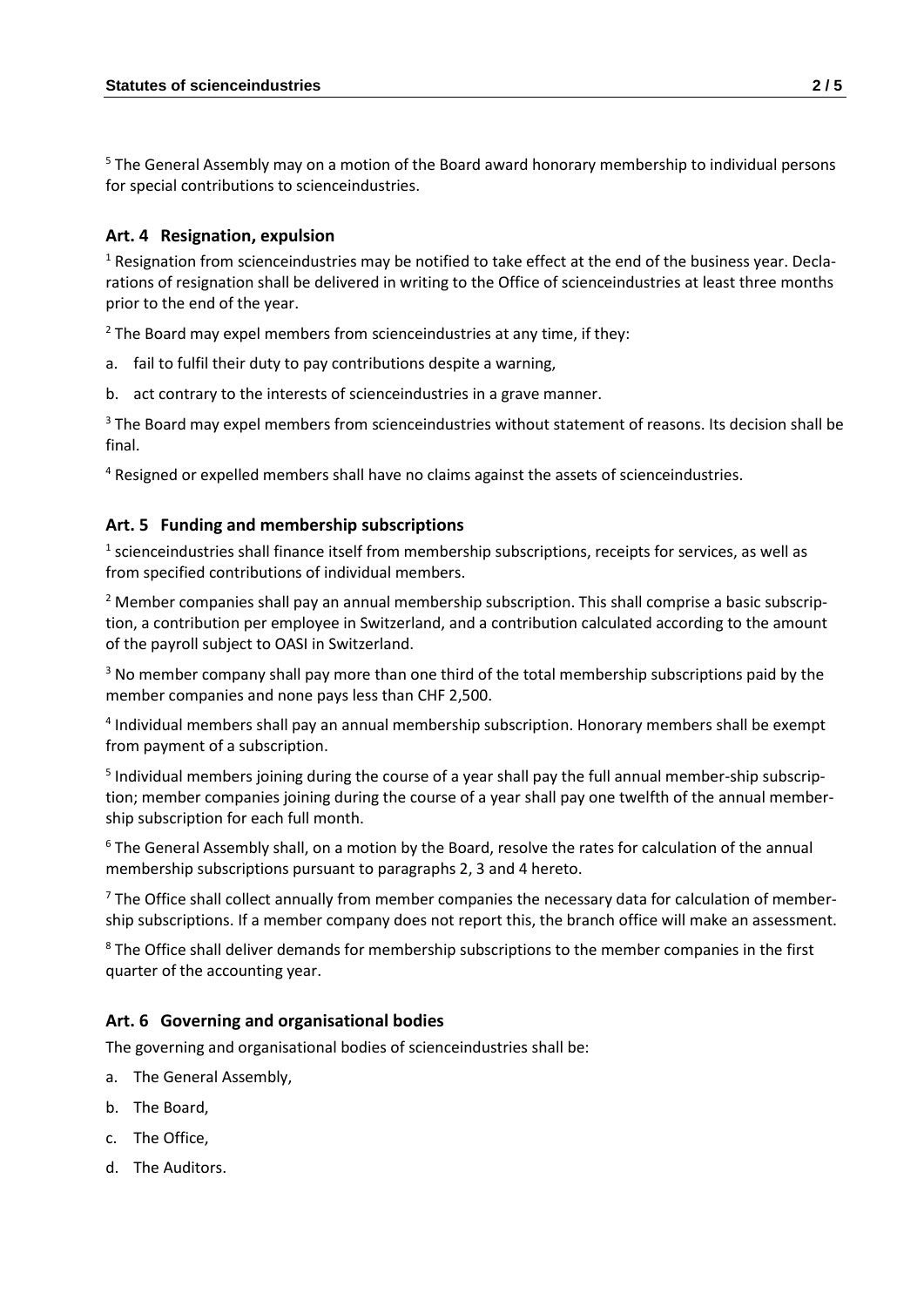[5] The General Assembly may on a motion of the Board award honorary membership to individual persons for special contributions to scienceindustries.

### Art. 4 Resignation, expulsion

[1] Resignation from scienceindustries may be notified to take effect at the end of the business year. Declarations of resignation shall be delivered in writing to the Office of scienceindustries at least three months prior to the end of the year.

[2] The Board may expel members from scienceindustries at any time, if they:

a. fail to fulfil their duty to pay contributions despite a warning,

b. act contrary to the interests of scienceindustries in a grave manner.

[3] The Board may expel members from scienceindustries without statement of reasons. Its decision shall be final.

[4] Resigned or expelled members shall have no claims against the assets of scienceindustries.

### Art. 5 Funding and membership subscriptions

[1] scienceindustries shall finance itself from membership subscriptions, receipts for services, as well as from specified contributions of individual members.

[2] Member companies shall pay an annual membership subscription. This shall comprise a basic subscription, a contribution per employee in Switzerland, and a contribution calculated according to the amount of the payroll subject to OASI in Switzerland.

[3] No member company shall pay more than one third of the total membership subscriptions paid by the member companies and none pays less than CHF 2,500.

[4] Individual members shall pay an annual membership subscription. Honorary members shall be exempt from payment of a subscription.

[5] Individual members joining during the course of a year shall pay the full annual member-ship subscription; member companies joining during the course of a year shall pay one twelfth of the annual membership subscription for each full month.

[6] The General Assembly shall, on a motion by the Board, resolve the rates for calculation of the annual membership subscriptions pursuant to paragraphs 2, 3 and 4 hereto.

[7] The Office shall collect annually from member companies the necessary data for calculation of membership subscriptions. If a member company does not report this, the branch office will make an assessment.

[8] The Office shall deliver demands for membership subscriptions to the member companies in the first quarter of the accounting year.

### Art. 6 Governing and organisational bodies

The governing and organisational bodies of scienceindustries shall be:

a. The General Assembly,

b. The Board,

c. The Office,

d. The Auditors.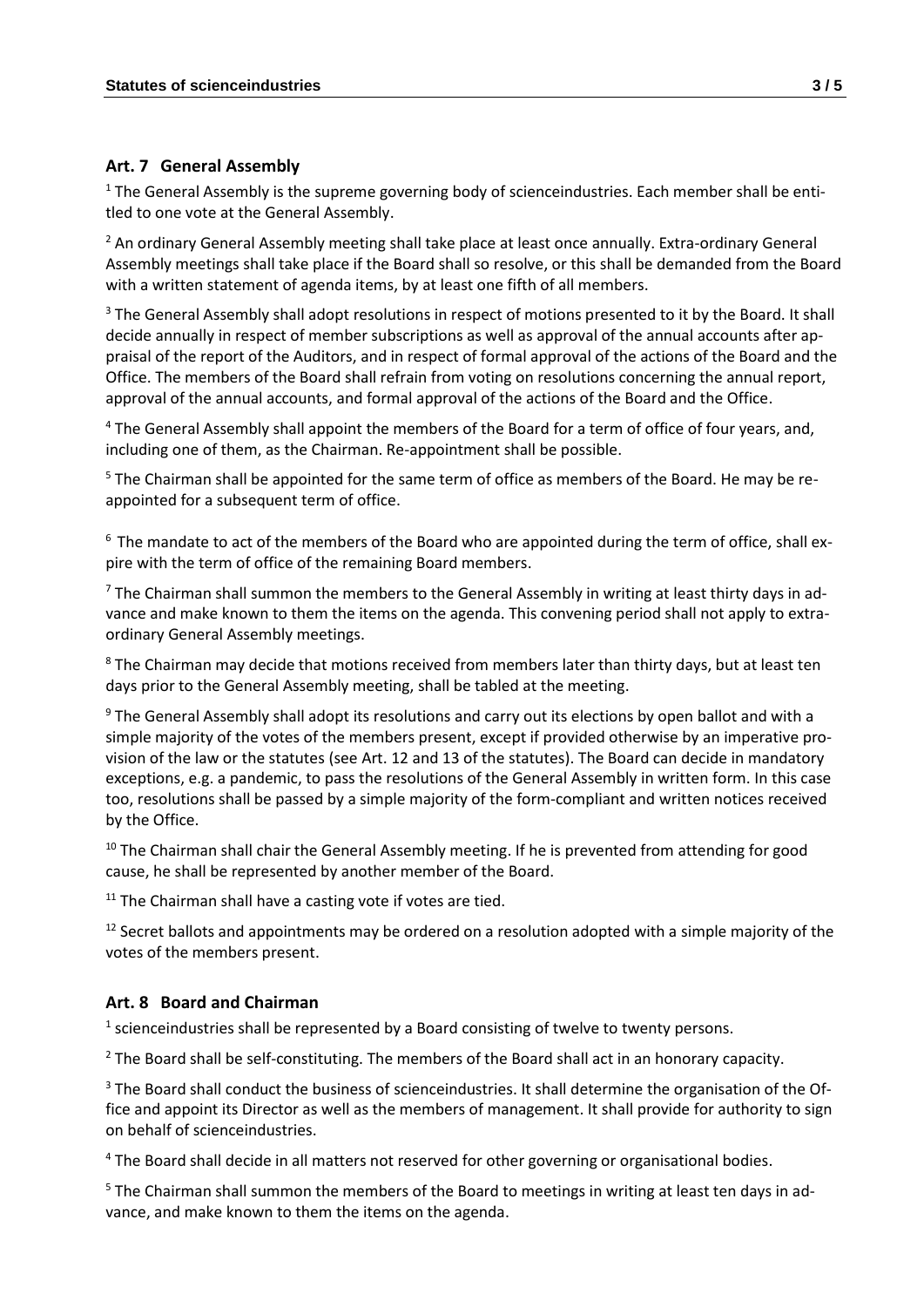## Art. 7 General Assembly

[1] The General Assembly is the supreme governing body of scienceindustries. Each member shall be entitled to one vote at the General Assembly.

[2] An ordinary General Assembly meeting shall take place at least once annually. Extra-ordinary General Assembly meetings shall take place if the Board shall so resolve, or this shall be demanded from the Board with a written statement of agenda items, by at least one fifth of all members.

[3] The General Assembly shall adopt resolutions in respect of motions presented to it by the Board. It shall decide annually in respect of member subscriptions as well as approval of the annual accounts after appraisal of the report of the Auditors, and in respect of formal approval of the actions of the Board and the Office. The members of the Board shall refrain from voting on resolutions concerning the annual report, approval of the annual accounts, and formal approval of the actions of the Board and the Office.

[4] The General Assembly shall appoint the members of the Board for a term of office of four years, and, including one of them, as the Chairman. Re-appointment shall be possible.

[5] The Chairman shall be appointed for the same term of office as members of the Board. He may be re-appointed for a subsequent term of office.

[6] The mandate to act of the members of the Board who are appointed during the term of office, shall expire with the term of office of the remaining Board members.

[7] The Chairman shall summon the members to the General Assembly in writing at least thirty days in advance and make known to them the items on the agenda. This convening period shall not apply to extra-ordinary General Assembly meetings.

[8] The Chairman may decide that motions received from members later than thirty days, but at least ten days prior to the General Assembly meeting, shall be tabled at the meeting.

[9] The General Assembly shall adopt its resolutions and carry out its elections by open ballot and with a simple majority of the votes of the members present, except if provided otherwise by an imperative provision of the law or the statutes (see Art. 12 and 13 of the statutes). The Board can decide in mandatory exceptions, e.g. a pandemic, to pass the resolutions of the General Assembly in written form. In this case too, resolutions shall be passed by a simple majority of the form-compliant and written notices received by the Office.

[10] The Chairman shall chair the General Assembly meeting. If he is prevented from attending for good cause, he shall be represented by another member of the Board.

[11] The Chairman shall have a casting vote if votes are tied.

[12] Secret ballots and appointments may be ordered on a resolution adopted with a simple majority of the votes of the members present.

## Art. 8 Board and Chairman

[1] scienceindustries shall be represented by a Board consisting of twelve to twenty persons.

[2] The Board shall be self-constituting. The members of the Board shall act in an honorary capacity.

[3] The Board shall conduct the business of scienceindustries. It shall determine the organisation of the Office and appoint its Director as well as the members of management. It shall provide for authority to sign on behalf of scienceindustries.

[4] The Board shall decide in all matters not reserved for other governing or organisational bodies.

[5] The Chairman shall summon the members of the Board to meetings in writing at least ten days in advance, and make known to them the items on the agenda.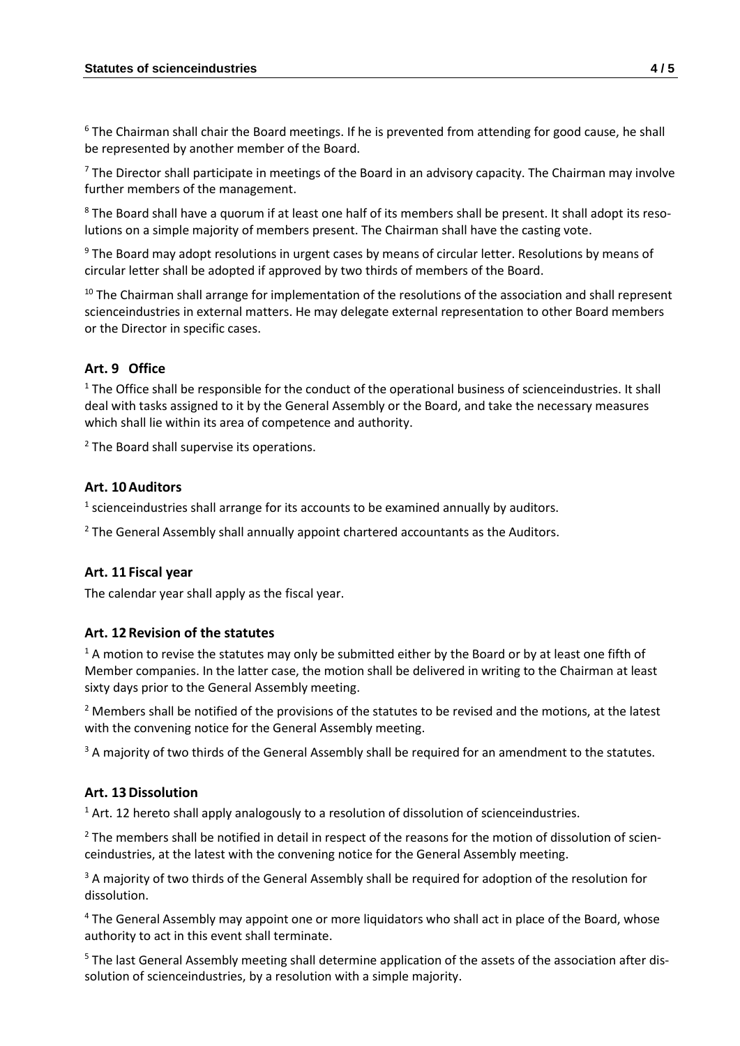[6] The Chairman shall chair the Board meetings. If he is prevented from attending for good cause, he shall be represented by another member of the Board.

[7] The Director shall participate in meetings of the Board in an advisory capacity. The Chairman may involve further members of the management.

[8] The Board shall have a quorum if at least one half of its members shall be present. It shall adopt its resolutions on a simple majority of members present. The Chairman shall have the casting vote.

[9] The Board may adopt resolutions in urgent cases by means of circular letter. Resolutions by means of circular letter shall be adopted if approved by two thirds of members of the Board.

[10] The Chairman shall arrange for implementation of the resolutions of the association and shall represent scienceindustries in external matters. He may delegate external representation to other Board members or the Director in specific cases.

### Art. 9 Office

[1] The Office shall be responsible for the conduct of the operational business of scienceindustries. It shall deal with tasks assigned to it by the General Assembly or the Board, and take the necessary measures which shall lie within its area of competence and authority.

[2] The Board shall supervise its operations.

### Art. 10 Auditors

[1] scienceindustries shall arrange for its accounts to be examined annually by auditors.

[2] The General Assembly shall annually appoint chartered accountants as the Auditors.

### Art. 11 Fiscal year

The calendar year shall apply as the fiscal year.

### Art. 12 Revision of the statutes

[1] A motion to revise the statutes may only be submitted either by the Board or by at least one fifth of Member companies. In the latter case, the motion shall be delivered in writing to the Chairman at least sixty days prior to the General Assembly meeting.

[2] Members shall be notified of the provisions of the statutes to be revised and the motions, at the latest with the convening notice for the General Assembly meeting.

[3] A majority of two thirds of the General Assembly shall be required for an amendment to the statutes.

### Art. 13 Dissolution

[1] Art. 12 hereto shall apply analogously to a resolution of dissolution of scienceindustries.

[2] The members shall be notified in detail in respect of the reasons for the motion of dissolution of scienceindustries, at the latest with the convening notice for the General Assembly meeting.

[3] A majority of two thirds of the General Assembly shall be required for adoption of the resolution for dissolution.

[4] The General Assembly may appoint one or more liquidators who shall act in place of the Board, whose authority to act in this event shall terminate.

[5] The last General Assembly meeting shall determine application of the assets of the association after dissolution of scienceindustries, by a resolution with a simple majority.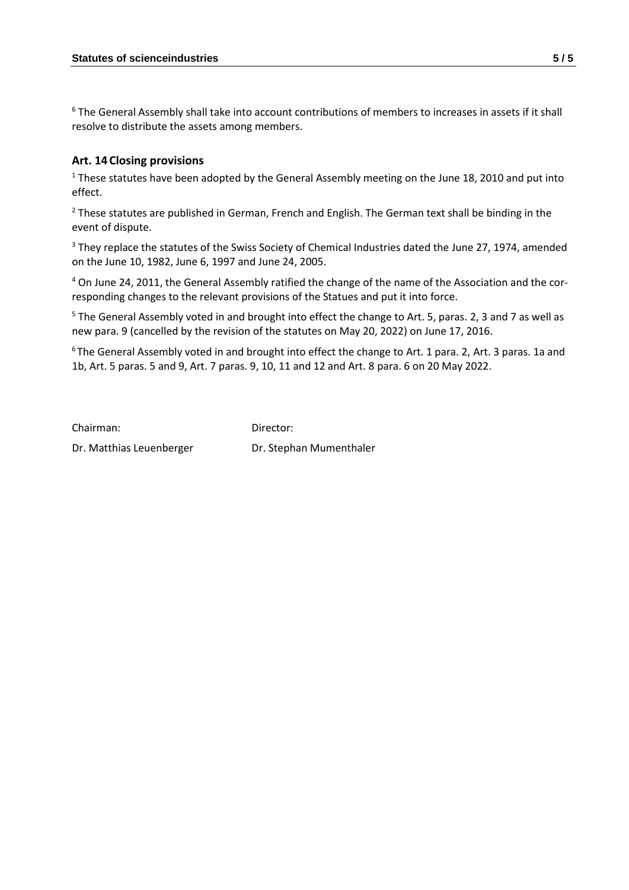[6] The General Assembly shall take into account contributions of members to increases in assets if it shall resolve to distribute the assets among members.

### Art. 14 Closing provisions

[1] These statutes have been adopted by the General Assembly meeting on the June 18, 2010 and put into effect.

[2] These statutes are published in German, French and English. The German text shall be binding in the event of dispute.

[3] They replace the statutes of the Swiss Society of Chemical Industries dated the June 27, 1974, amended on the June 10, 1982, June 6, 1997 and June 24, 2005.

[4] On June 24, 2011, the General Assembly ratified the change of the name of the Association and the corresponding changes to the relevant provisions of the Statues and put it into force.

[5] The General Assembly voted in and brought into effect the change to Art. 5, paras. 2, 3 and 7 as well as new para. 9 (cancelled by the revision of the statutes on May 20, 2022) on June 17, 2016.

[6] The General Assembly voted in and brought into effect the change to Art. 1 para. 2, Art. 3 paras. 1a and 1b, Art. 5 paras. 5 and 9, Art. 7 paras. 9, 10, 11 and 12 and Art. 8 para. 6 on 20 May 2022.

| | |
|---|---|
| Chairman: | Director: |
| Dr. Matthias Leuenberger | Dr. Stephan Mumenthaler |